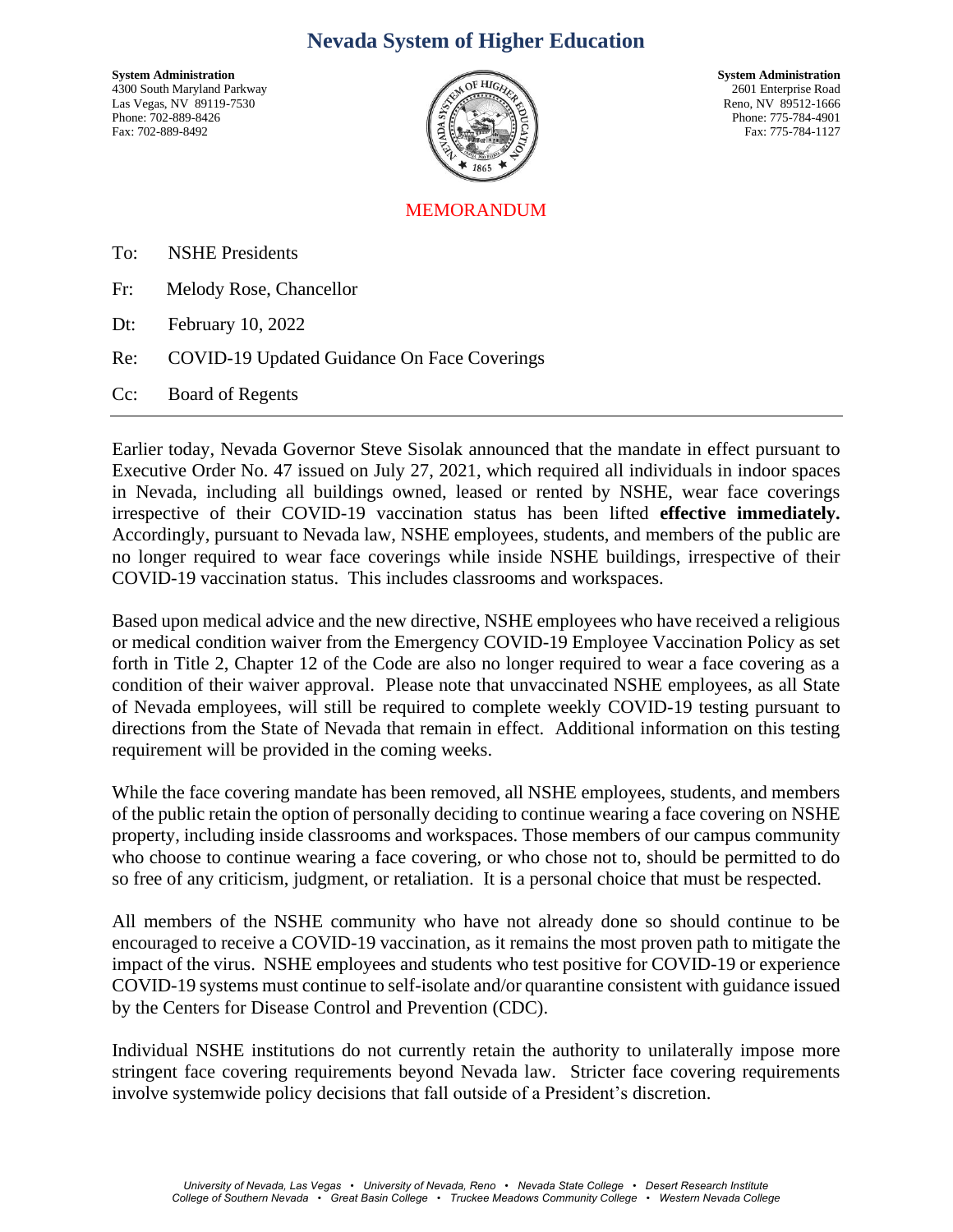# Nevada System of Higher Education

**System Administration**
4300 South Maryland Parkway
Las Vegas, NV 89119-7530
Phone: 702-889-8426
Fax: 702-889-8492

**System Administration**
2601 Enterprise Road
Reno, NV 89512-1666
Phone: 775-784-4901
Fax: 775-784-1127

## MEMORANDUM

To: NSHE Presidents

Fr: Melody Rose, Chancellor

Dt: February 10, 2022

Re: COVID-19 Updated Guidance On Face Coverings

Cc: Board of Regents

---

Earlier today, Nevada Governor Steve Sisolak announced that the mandate in effect pursuant to Executive Order No. 47 issued on July 27, 2021, which required all individuals in indoor spaces in Nevada, including all buildings owned, leased or rented by NSHE, wear face coverings irrespective of their COVID-19 vaccination status has been lifted **effective immediately.** Accordingly, pursuant to Nevada law, NSHE employees, students, and members of the public are no longer required to wear face coverings while inside NSHE buildings, irrespective of their COVID-19 vaccination status. This includes classrooms and workspaces.

Based upon medical advice and the new directive, NSHE employees who have received a religious or medical condition waiver from the Emergency COVID-19 Employee Vaccination Policy as set forth in Title 2, Chapter 12 of the Code are also no longer required to wear a face covering as a condition of their waiver approval. Please note that unvaccinated NSHE employees, as all State of Nevada employees, will still be required to complete weekly COVID-19 testing pursuant to directions from the State of Nevada that remain in effect. Additional information on this testing requirement will be provided in the coming weeks.

While the face covering mandate has been removed, all NSHE employees, students, and members of the public retain the option of personally deciding to continue wearing a face covering on NSHE property, including inside classrooms and workspaces. Those members of our campus community who choose to continue wearing a face covering, or who chose not to, should be permitted to do so free of any criticism, judgment, or retaliation. It is a personal choice that must be respected.

All members of the NSHE community who have not already done so should continue to be encouraged to receive a COVID-19 vaccination, as it remains the most proven path to mitigate the impact of the virus. NSHE employees and students who test positive for COVID-19 or experience COVID-19 systems must continue to self-isolate and/or quarantine consistent with guidance issued by the Centers for Disease Control and Prevention (CDC).

Individual NSHE institutions do not currently retain the authority to unilaterally impose more stringent face covering requirements beyond Nevada law. Stricter face covering requirements involve systemwide policy decisions that fall outside of a President's discretion.

*University of Nevada, Las Vegas • University of Nevada, Reno • Nevada State College • Desert Research Institute*
*College of Southern Nevada • Great Basin College • Truckee Meadows Community College • Western Nevada College*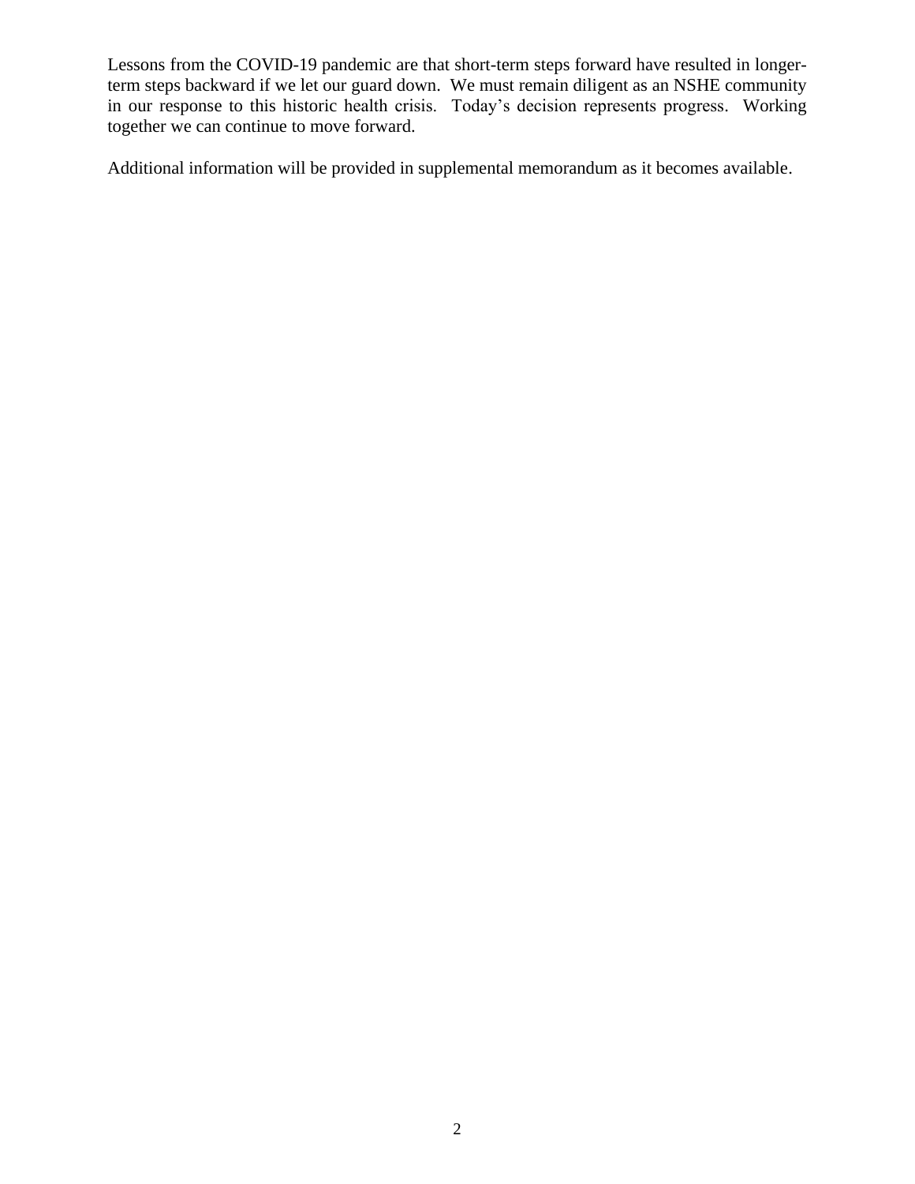Lessons from the COVID-19 pandemic are that short-term steps forward have resulted in longer-term steps backward if we let our guard down. We must remain diligent as an NSHE community in our response to this historic health crisis. Today's decision represents progress. Working together we can continue to move forward.

Additional information will be provided in supplemental memorandum as it becomes available.